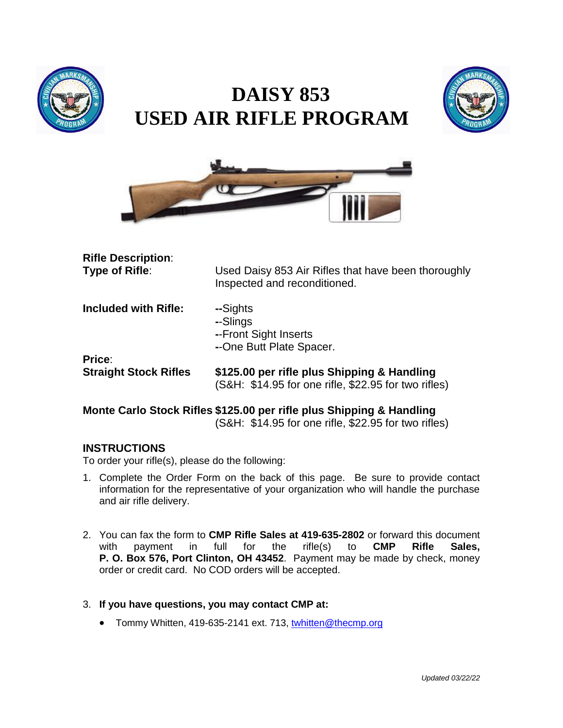# DAISY 853
# USED AIR RIFLE PROGRAM

**Rifle Description**:

**Type of Rifle**: Used Daisy 853 Air Rifles that have been thoroughly Inspected and reconditioned.

**Included with Rifle:**
- --Sights
- --Slings
- --Front Sight Inserts
- --One Butt Plate Spacer.

**Price**:

**Straight Stock Rifles** **$125.00 per rifle plus Shipping & Handling**
(S&H: $14.95 for one rifle, $22.95 for two rifles)

**Monte Carlo Stock Rifles** **$125.00 per rifle plus Shipping & Handling**
(S&H: $14.95 for one rifle, $22.95 for two rifles)

## INSTRUCTIONS

To order your rifle(s), please do the following:

1. Complete the Order Form on the back of this page. Be sure to provide contact information for the representative of your organization who will handle the purchase and air rifle delivery.

2. You can fax the form to **CMP Rifle Sales at 419-635-2802** or forward this document with payment in full for the rifle(s) to **CMP Rifle Sales, P. O. Box 576, Port Clinton, OH 43452**. Payment may be made by check, money order or credit card. No COD orders will be accepted.

3. **If you have questions, you may contact CMP at:**
   - Tommy Whitten, 419-635-2141 ext. 713, twhitten@thecmp.org

*Updated 03/22/22*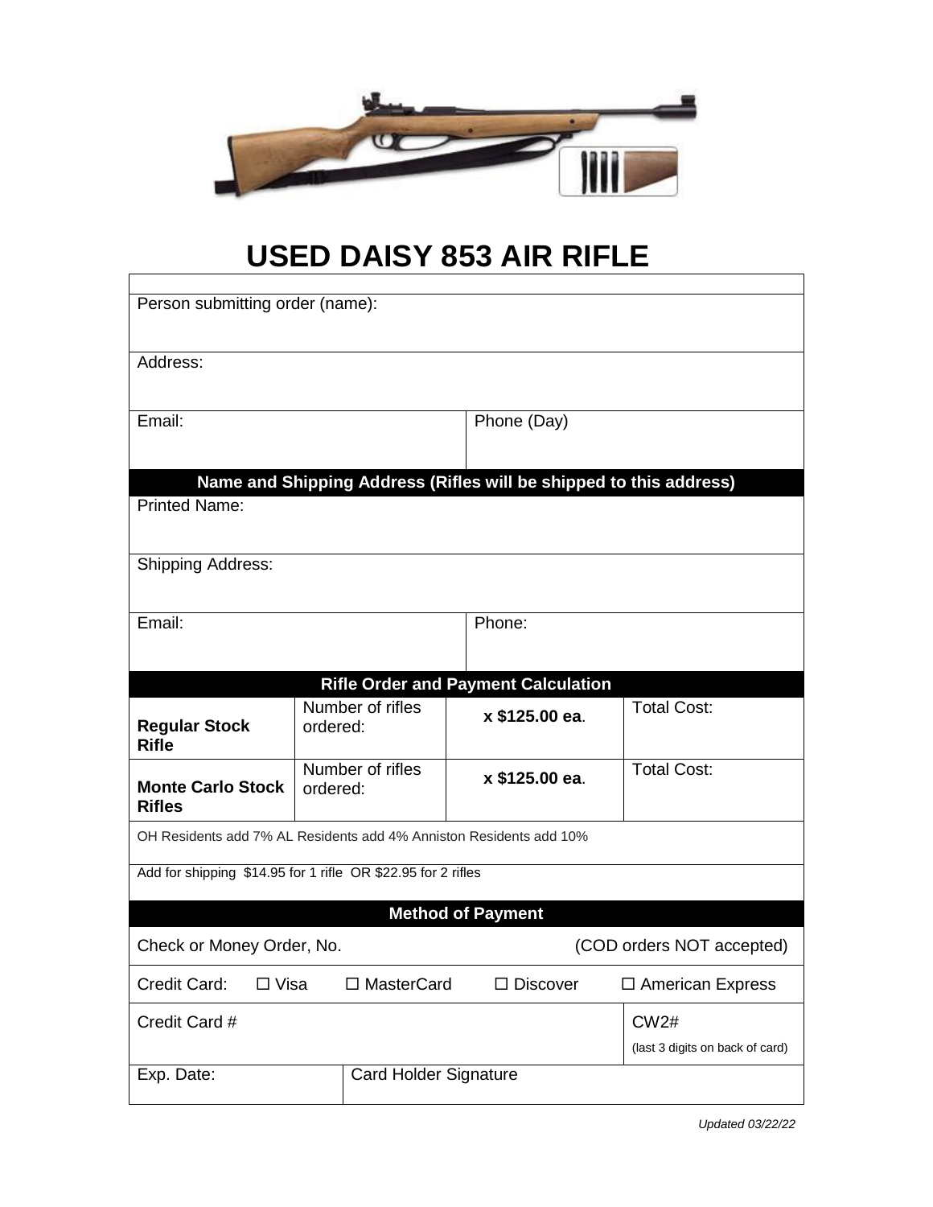# USED DAISY 853 AIR RIFLE

| | | | |
|---|---|---|---|
| Person submitting order (name): | | | |
| Address: | | | |
| Email: | | Phone (Day) | |
| **Name and Shipping Address (Rifles will be shipped to this address)** | | | |
| Printed Name: | | | |
| Shipping Address: | | | |
| Email: | | Phone: | |
| **Rifle Order and Payment Calculation** | | | |
| **Regular Stock Rifle** | Number of rifles ordered: | **x $125.00 ea**. | Total Cost: |
| **Monte Carlo Stock Rifles** | Number of rifles ordered: | **x $125.00 ea**. | Total Cost: |
| OH Residents add 7% AL Residents add 4% Anniston Residents add 10% | | | |
| Add for shipping $14.95 for 1 rifle OR $22.95 for 2 rifles | | | |
| **Method of Payment** | | | |
| Check or Money Order, No. | | | (COD orders NOT accepted) |
| Credit Card: ☐ Visa | ☐ MasterCard | ☐ Discover | ☐ American Express |
| Credit Card # | | | CW2# (last 3 digits on back of card) |
| Exp. Date: | Card Holder Signature | | |

*Updated 03/22/22*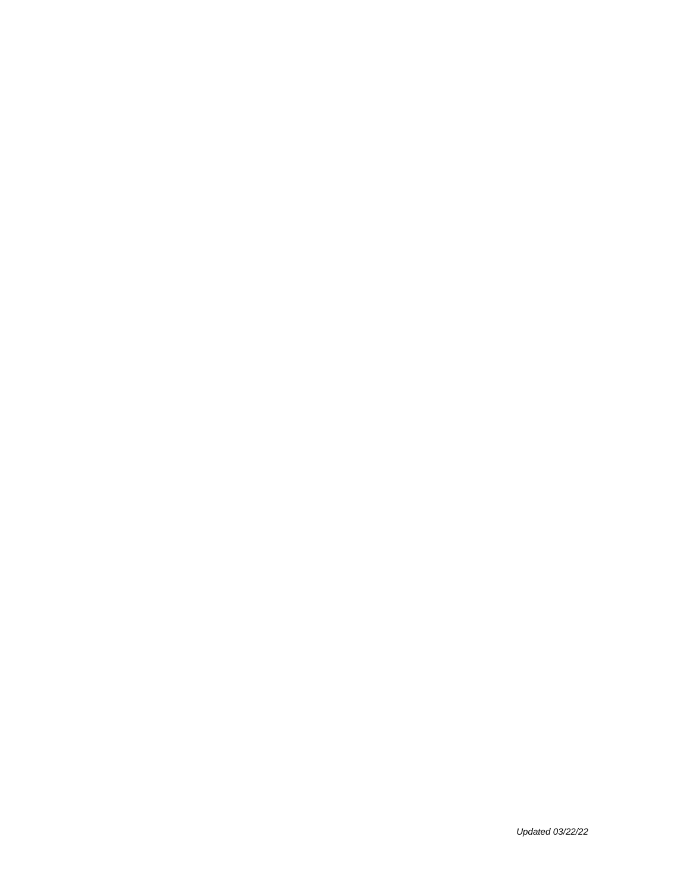*Updated 03/22/22*